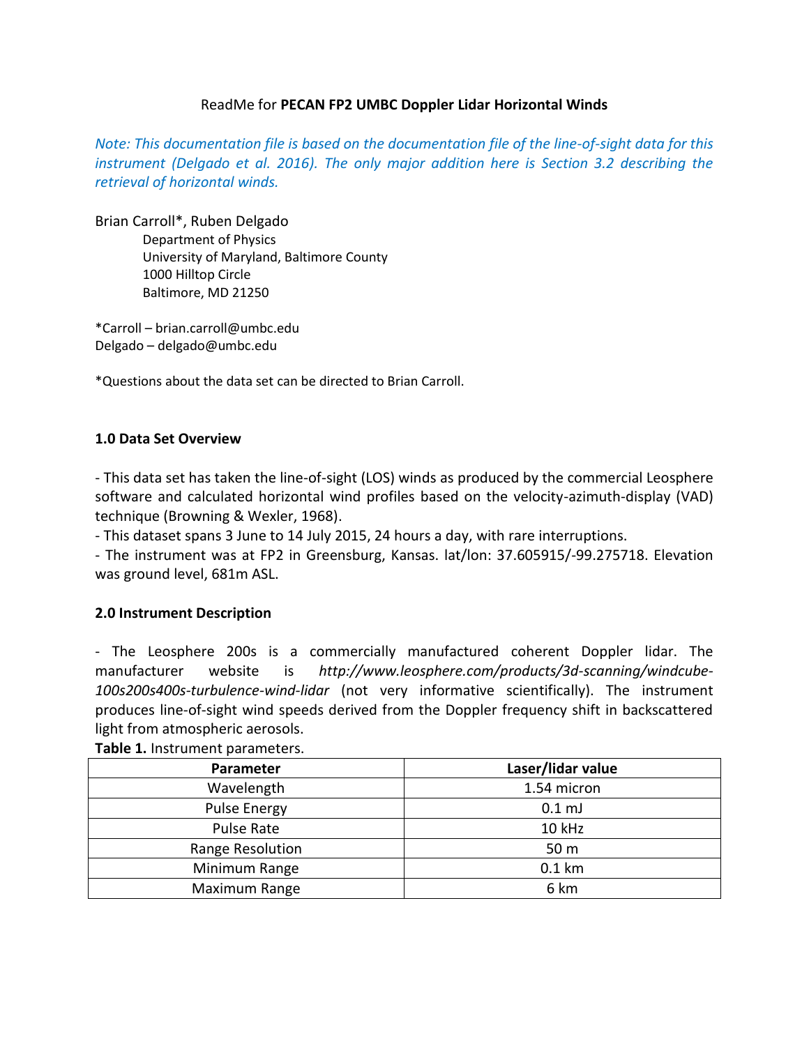ReadMe for **PECAN FP2 UMBC Doppler Lidar Horizontal Winds**

*Note: This documentation file is based on the documentation file of the line-of-sight data for this instrument (Delgado et al. 2016). The only major addition here is Section 3.2 describing the retrieval of horizontal winds.*

Brian Carroll*, Ruben Delgado

Department of Physics
University of Maryland, Baltimore County
1000 Hilltop Circle
Baltimore, MD 21250

*Carroll – brian.carroll@umbc.edu
Delgado – delgado@umbc.edu

*Questions about the data set can be directed to Brian Carroll.

## 1.0 Data Set Overview

- This data set has taken the line-of-sight (LOS) winds as produced by the commercial Leosphere software and calculated horizontal wind profiles based on the velocity-azimuth-display (VAD) technique (Browning & Wexler, 1968).
- This dataset spans 3 June to 14 July 2015, 24 hours a day, with rare interruptions.
- The instrument was at FP2 in Greensburg, Kansas. lat/lon: 37.605915/-99.275718. Elevation was ground level, 681m ASL.

## 2.0 Instrument Description

- The Leosphere 200s is a commercially manufactured coherent Doppler lidar. The manufacturer website is *http://www.leosphere.com/products/3d-scanning/windcube-100s200s400s-turbulence-wind-lidar* (not very informative scientifically). The instrument produces line-of-sight wind speeds derived from the Doppler frequency shift in backscattered light from atmospheric aerosols.

**Table 1.** Instrument parameters.

| Parameter | Laser/lidar value |
|---|---|
| Wavelength | 1.54 micron |
| Pulse Energy | 0.1 mJ |
| Pulse Rate | 10 kHz |
| Range Resolution | 50 m |
| Minimum Range | 0.1 km |
| Maximum Range | 6 km |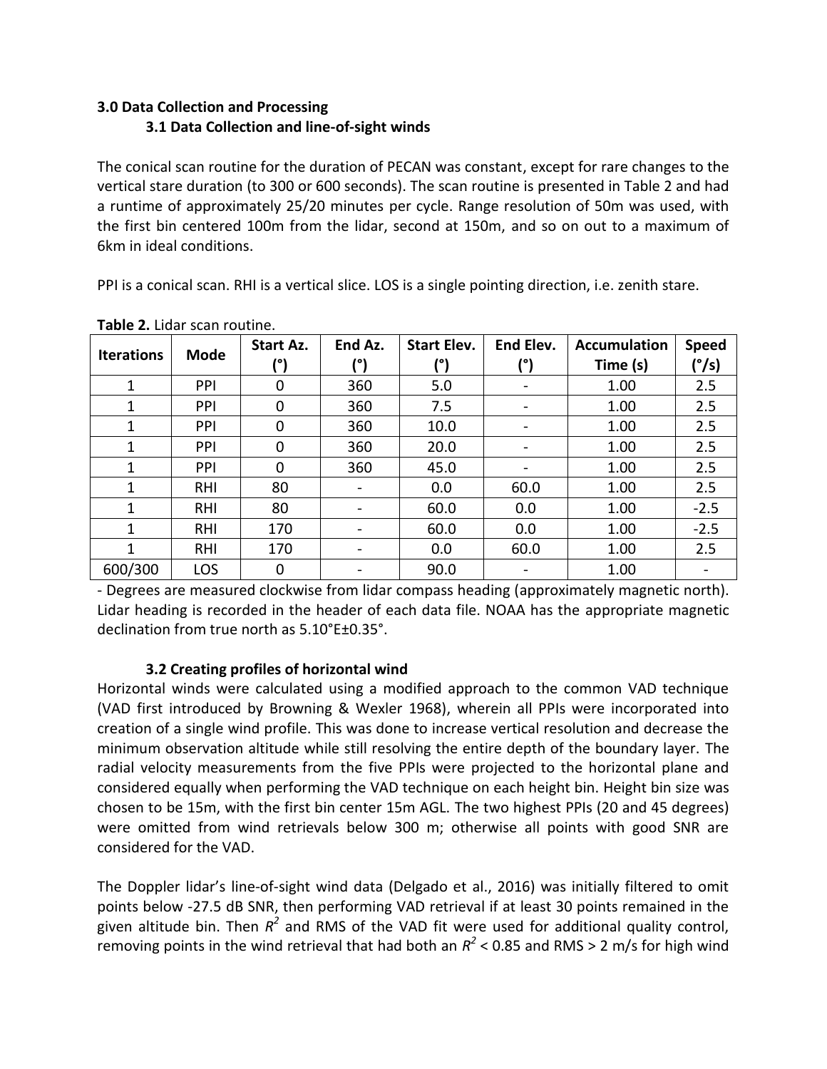## 3.0 Data Collection and Processing

### 3.1 Data Collection and line-of-sight winds

The conical scan routine for the duration of PECAN was constant, except for rare changes to the vertical stare duration (to 300 or 600 seconds). The scan routine is presented in Table 2 and had a runtime of approximately 25/20 minutes per cycle. Range resolution of 50m was used, with the first bin centered 100m from the lidar, second at 150m, and so on out to a maximum of 6km in ideal conditions.

PPI is a conical scan. RHI is a vertical slice. LOS is a single pointing direction, i.e. zenith stare.

**Table 2.** Lidar scan routine.

| Iterations | Mode | Start Az. (°) | End Az. (°) | Start Elev. (°) | End Elev. (°) | Accumulation Time (s) | Speed (°/s) |
|---|---|---|---|---|---|---|---|
| 1 | PPI | 0 | 360 | 5.0 | - | 1.00 | 2.5 |
| 1 | PPI | 0 | 360 | 7.5 | - | 1.00 | 2.5 |
| 1 | PPI | 0 | 360 | 10.0 | - | 1.00 | 2.5 |
| 1 | PPI | 0 | 360 | 20.0 | - | 1.00 | 2.5 |
| 1 | PPI | 0 | 360 | 45.0 | - | 1.00 | 2.5 |
| 1 | RHI | 80 | - | 0.0 | 60.0 | 1.00 | 2.5 |
| 1 | RHI | 80 | - | 60.0 | 0.0 | 1.00 | -2.5 |
| 1 | RHI | 170 | - | 60.0 | 0.0 | 1.00 | -2.5 |
| 1 | RHI | 170 | - | 0.0 | 60.0 | 1.00 | 2.5 |
| 600/300 | LOS | 0 | - | 90.0 | - | 1.00 | - |

- Degrees are measured clockwise from lidar compass heading (approximately magnetic north). Lidar heading is recorded in the header of each data file. NOAA has the appropriate magnetic declination from true north as 5.10°E±0.35°.

### 3.2 Creating profiles of horizontal wind

Horizontal winds were calculated using a modified approach to the common VAD technique (VAD first introduced by Browning & Wexler 1968), wherein all PPIs were incorporated into creation of a single wind profile. This was done to increase vertical resolution and decrease the minimum observation altitude while still resolving the entire depth of the boundary layer. The radial velocity measurements from the five PPIs were projected to the horizontal plane and considered equally when performing the VAD technique on each height bin. Height bin size was chosen to be 15m, with the first bin center 15m AGL. The two highest PPIs (20 and 45 degrees) were omitted from wind retrievals below 300 m; otherwise all points with good SNR are considered for the VAD.

The Doppler lidar's line-of-sight wind data (Delgado et al., 2016) was initially filtered to omit points below -27.5 dB SNR, then performing VAD retrieval if at least 30 points remained in the given altitude bin. Then $R^2$ and RMS of the VAD fit were used for additional quality control, removing points in the wind retrieval that had both an $R^2 < 0.85$ and RMS > 2 m/s for high wind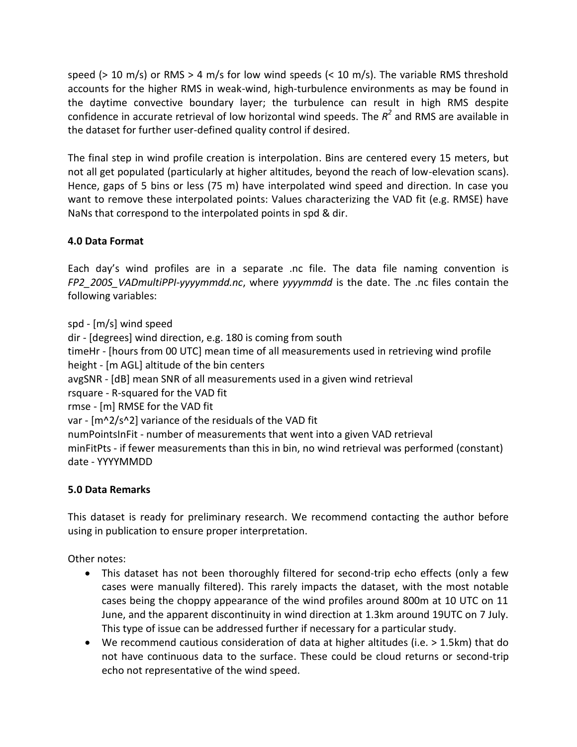speed (> 10 m/s) or RMS > 4 m/s for low wind speeds (< 10 m/s). The variable RMS threshold accounts for the higher RMS in weak-wind, high-turbulence environments as may be found in the daytime convective boundary layer; the turbulence can result in high RMS despite confidence in accurate retrieval of low horizontal wind speeds. The $R^2$ and RMS are available in the dataset for further user-defined quality control if desired.

The final step in wind profile creation is interpolation. Bins are centered every 15 meters, but not all get populated (particularly at higher altitudes, beyond the reach of low-elevation scans). Hence, gaps of 5 bins or less (75 m) have interpolated wind speed and direction. In case you want to remove these interpolated points: Values characterizing the VAD fit (e.g. RMSE) have NaNs that correspond to the interpolated points in spd & dir.

**4.0 Data Format**

Each day's wind profiles are in a separate .nc file. The data file naming convention is *FP2_200S_VADmultiPPI-yyyymmdd.nc*, where *yyyymmdd* is the date. The .nc files contain the following variables:

spd - [m/s] wind speed
dir - [degrees] wind direction, e.g. 180 is coming from south
timeHr - [hours from 00 UTC] mean time of all measurements used in retrieving wind profile
height - [m AGL] altitude of the bin centers
avgSNR - [dB] mean SNR of all measurements used in a given wind retrieval
rsquare - R-squared for the VAD fit
rmse - [m] RMSE for the VAD fit
var - [m^2/s^2] variance of the residuals of the VAD fit
numPointsInFit - number of measurements that went into a given VAD retrieval
minFitPts - if fewer measurements than this in bin, no wind retrieval was performed (constant)
date - YYYYMMDD

**5.0 Data Remarks**

This dataset is ready for preliminary research. We recommend contacting the author before using in publication to ensure proper interpretation.

Other notes:

- This dataset has not been thoroughly filtered for second-trip echo effects (only a few cases were manually filtered). This rarely impacts the dataset, with the most notable cases being the choppy appearance of the wind profiles around 800m at 10 UTC on 11 June, and the apparent discontinuity in wind direction at 1.3km around 19UTC on 7 July. This type of issue can be addressed further if necessary for a particular study.
- We recommend cautious consideration of data at higher altitudes (i.e. > 1.5km) that do not have continuous data to the surface. These could be cloud returns or second-trip echo not representative of the wind speed.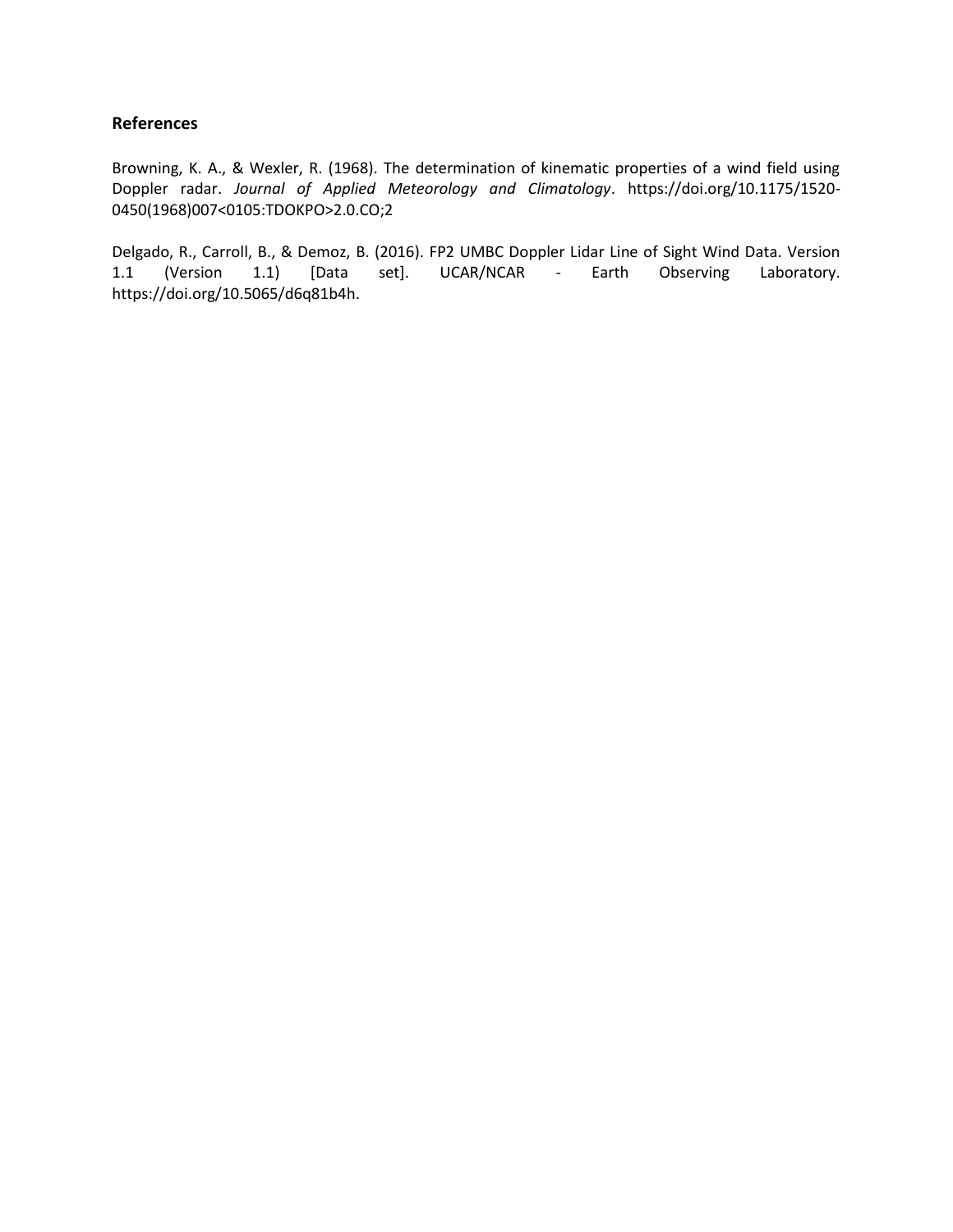## References

Browning, K. A., & Wexler, R. (1968). The determination of kinematic properties of a wind field using Doppler radar. *Journal of Applied Meteorology and Climatology*. https://doi.org/10.1175/1520-0450(1968)007<0105:TDOKPO>2.0.CO;2

Delgado, R., Carroll, B., & Demoz, B. (2016). FP2 UMBC Doppler Lidar Line of Sight Wind Data. Version 1.1 (Version 1.1) [Data set]. UCAR/NCAR - Earth Observing Laboratory. https://doi.org/10.5065/d6q81b4h.